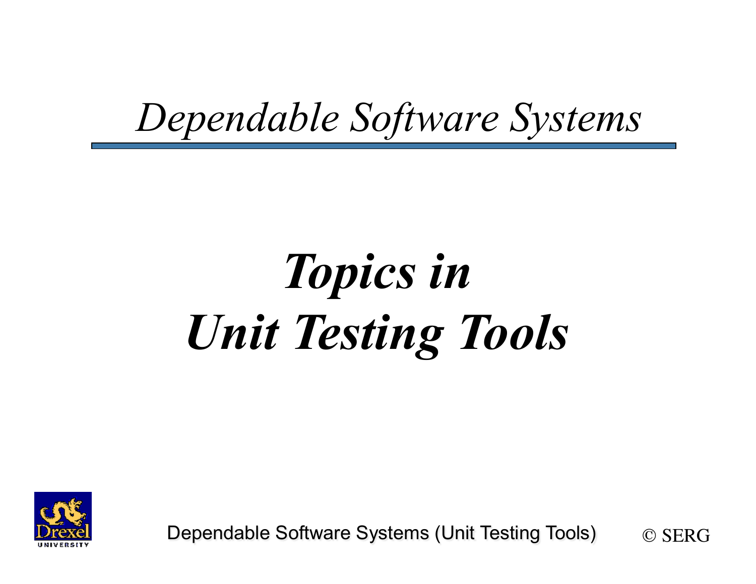*Dependable Software Systems*

# ***Topics in Unit Testing Tools***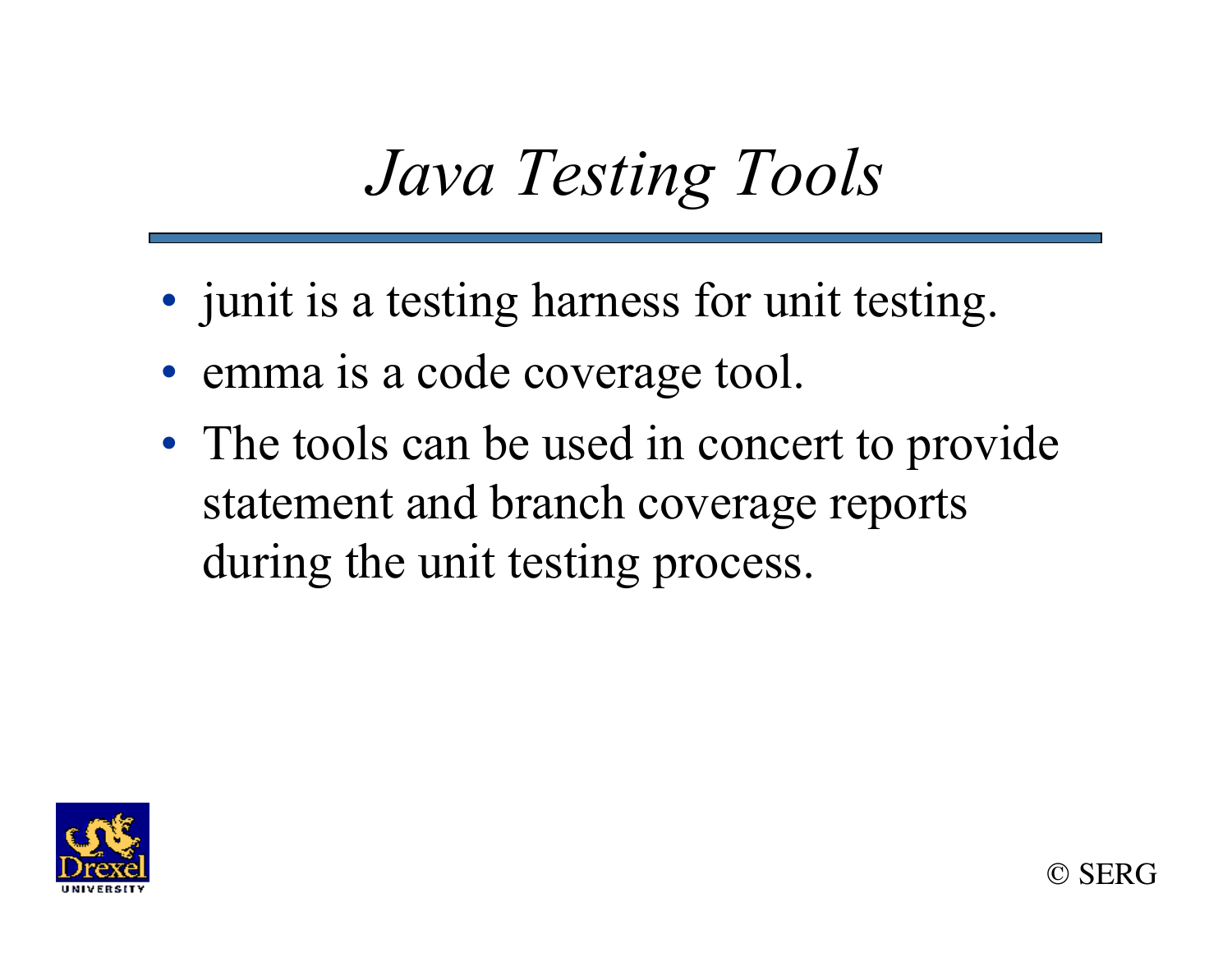# *Java Testing Tools*

- junit is a testing harness for unit testing.
- emma is a code coverage tool.
- The tools can be used in concert to provide statement and branch coverage reports during the unit testing process.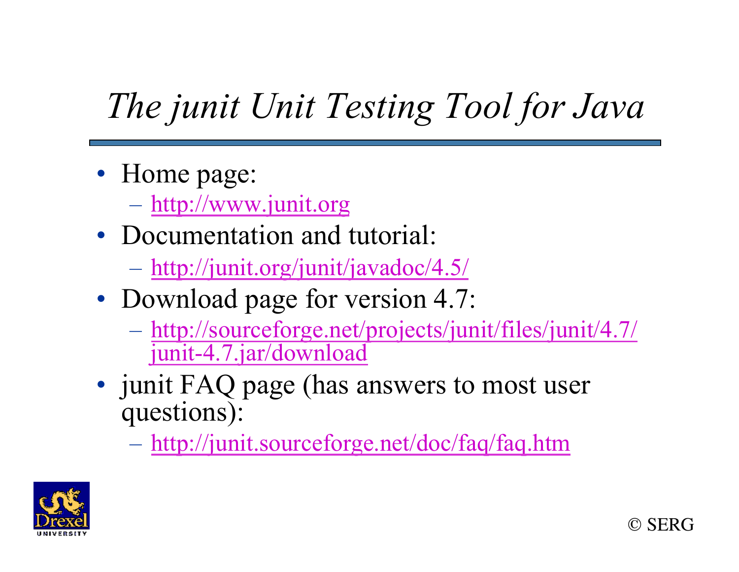# *The junit Unit Testing Tool for Java*

- Home page:
  - http://www.junit.org
- Documentation and tutorial:
  - http://junit.org/junit/javadoc/4.5/
- Download page for version 4.7:
  - http://sourceforge.net/projects/junit/files/junit/4.7/junit-4.7.jar/download
- junit FAQ page (has answers to most user questions):
  - http://junit.sourceforge.net/doc/faq/faq.htm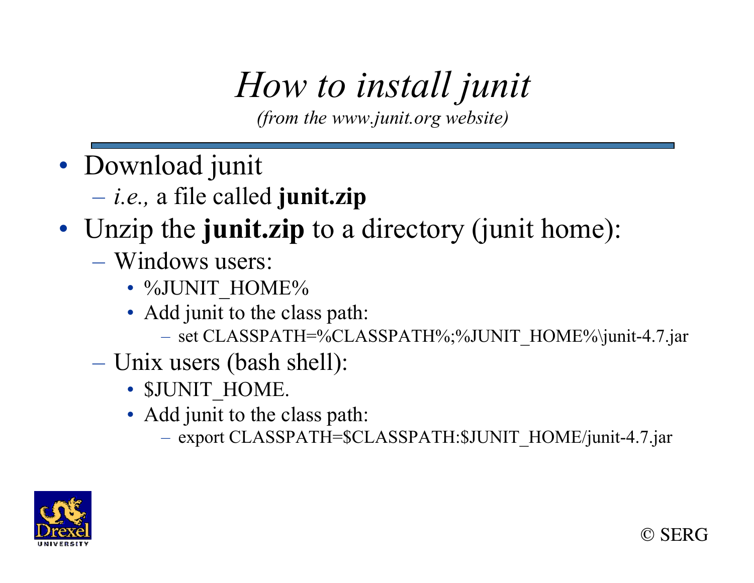# *How to install junit*

*(from the www.junit.org website)*

- Download junit
  - *i.e.,* a file called **junit.zip**
- Unzip the **junit.zip** to a directory (junit home):
  - Windows users:
    - %JUNIT_HOME%
    - Add junit to the class path:
      - set CLASSPATH=%CLASSPATH%;%JUNIT_HOME%\junit-4.7.jar
  - Unix users (bash shell):
    - $JUNIT_HOME.
    - Add junit to the class path:
      - export CLASSPATH=$CLASSPATH:$JUNIT_HOME/junit-4.7.jar

© SERG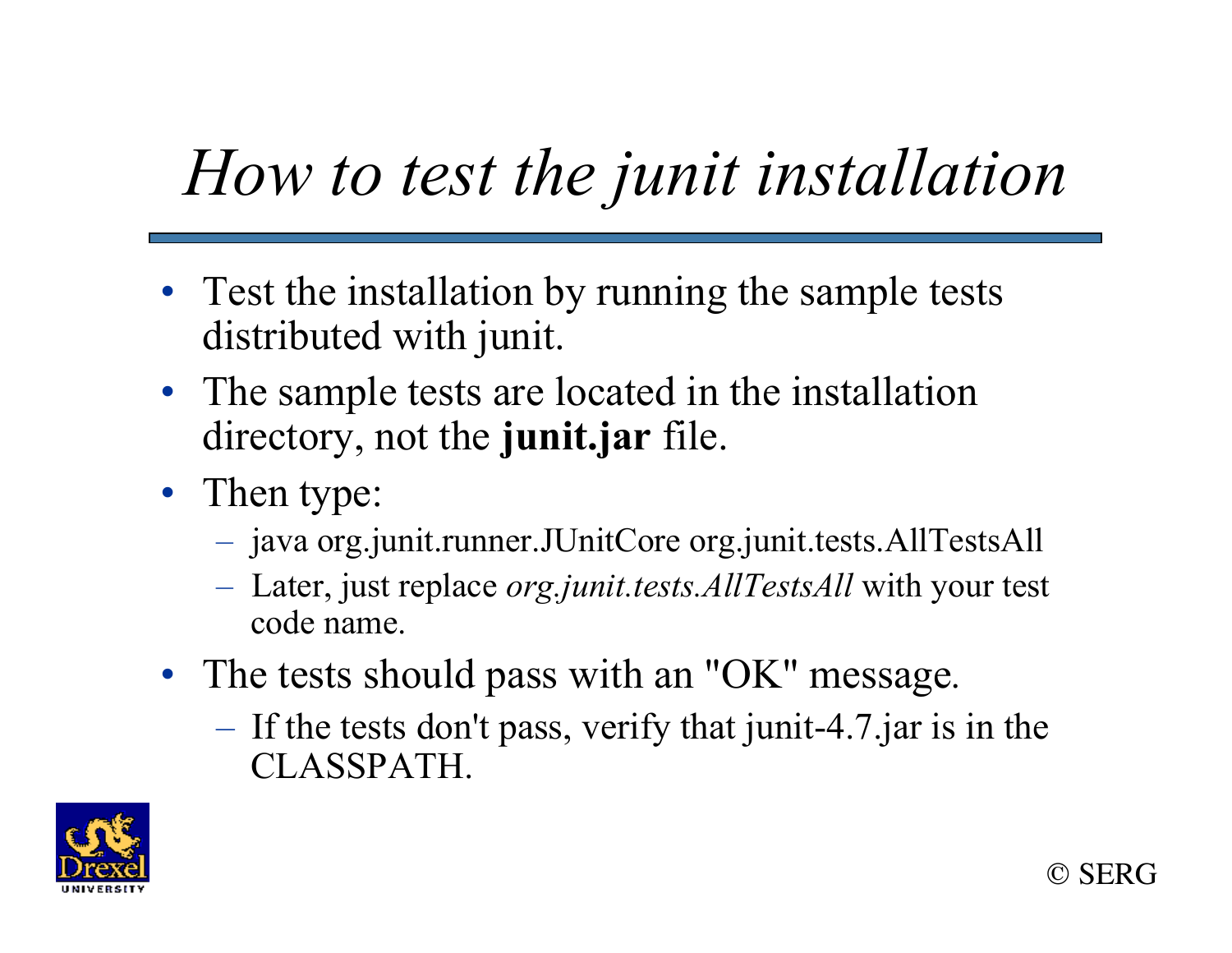# *How to test the junit installation*

- Test the installation by running the sample tests distributed with junit.
- The sample tests are located in the installation directory, not the **junit.jar** file.
- Then type:
  - java org.junit.runner.JUnitCore org.junit.tests.AllTestsAll
  - Later, just replace *org.junit.tests.AllTestsAll* with your test code name.
- The tests should pass with an "OK" message.
  - If the tests don't pass, verify that junit-4.7.jar is in the CLASSPATH.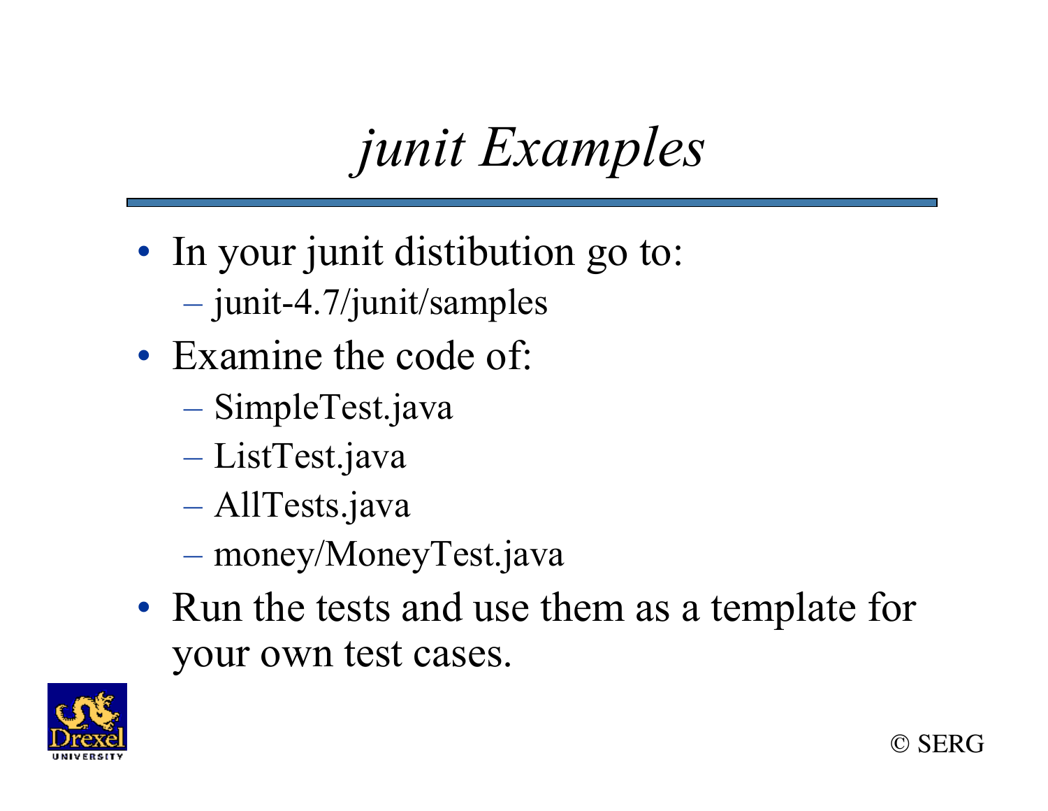# *junit Examples*

- In your junit distibution go to:
  - junit-4.7/junit/samples
- Examine the code of:
  - SimpleTest.java
  - ListTest.java
  - AllTests.java
  - money/MoneyTest.java
- Run the tests and use them as a template for your own test cases.

© SERG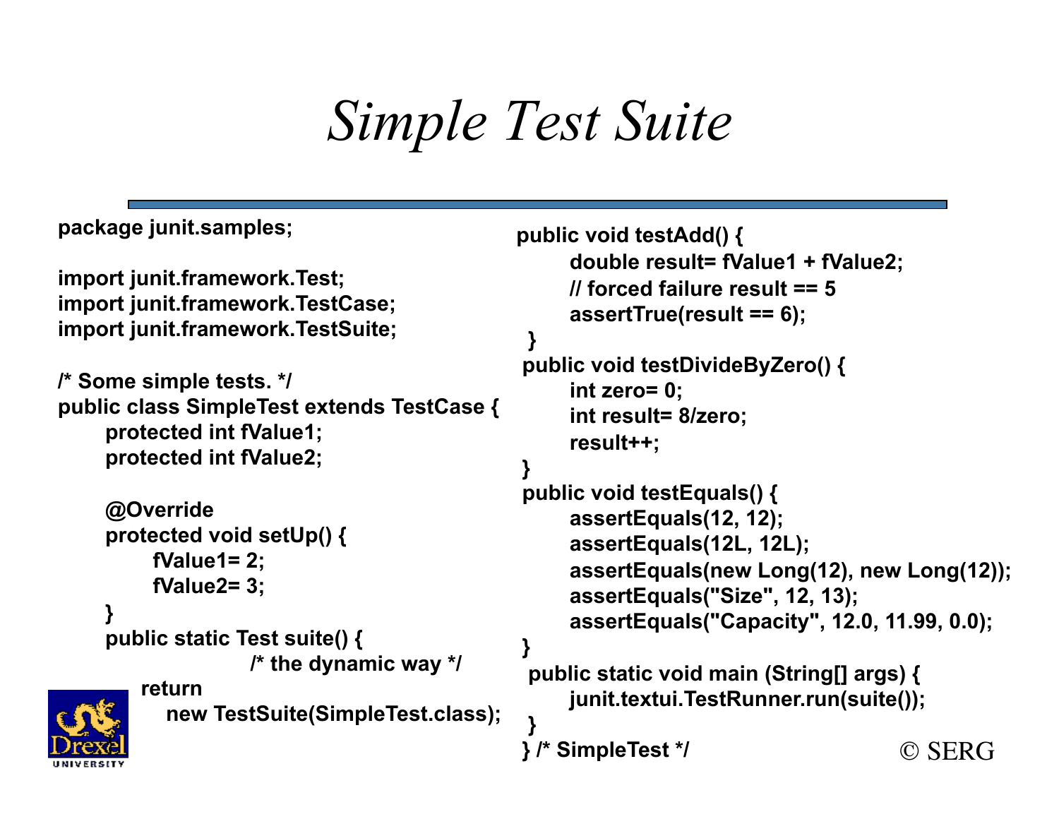# Simple Test Suite

```java
package junit.samples;

import junit.framework.Test;
import junit.framework.TestCase;
import junit.framework.TestSuite;

/* Some simple tests. */
public class SimpleTest extends TestCase {
	protected int fValue1;
	protected int fValue2;

	@Override
	protected void setUp() {
		fValue1= 2;
		fValue2= 3;
	}
	public static Test suite() {
			/* the dynamic way */
		return
		  new TestSuite(SimpleTest.class);
	}
	public void testAdd() {
		double result= fValue1 + fValue2;
		// forced failure result == 5
		assertTrue(result == 6);
	}
	public void testDivideByZero() {
		int zero= 0;
		int result= 8/zero;
		result++;
	}
	public void testEquals() {
		assertEquals(12, 12);
		assertEquals(12L, 12L);
		assertEquals(new Long(12), new Long(12));
		assertEquals("Size", 12, 13);
		assertEquals("Capacity", 12.0, 11.99, 0.0);
	}
	public static void main (String[] args) {
		junit.textui.TestRunner.run(suite());
	}
} /* SimpleTest */
```

© SERG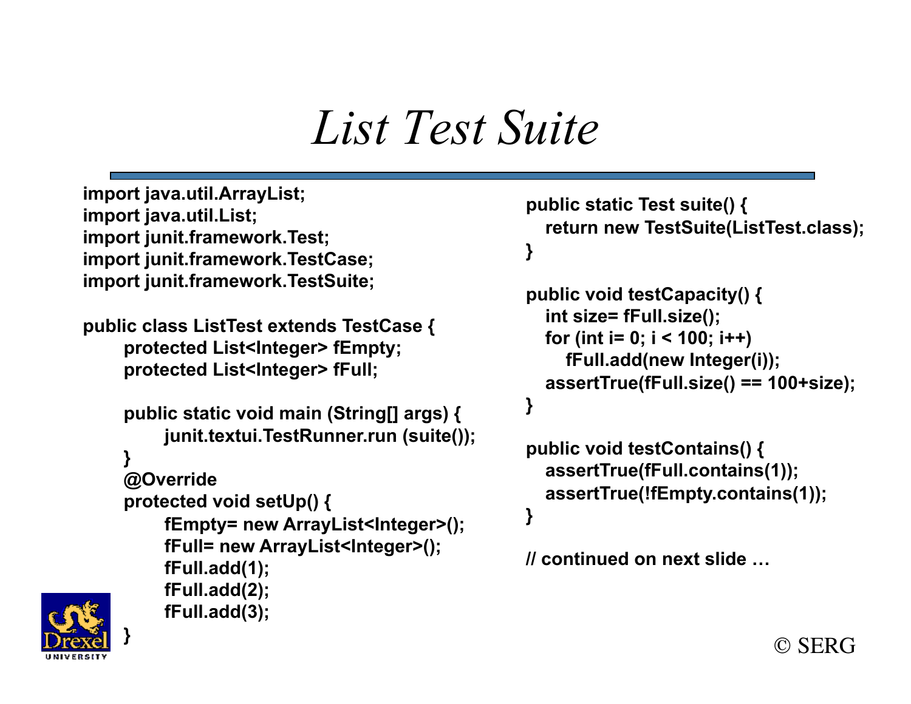# List Test Suite

```java
import java.util.ArrayList;
import java.util.List;
import junit.framework.Test;
import junit.framework.TestCase;
import junit.framework.TestSuite;

public class ListTest extends TestCase {
      protected List<Integer> fEmpty;
      protected List<Integer> fFull;

      public static void main (String[] args) {
            junit.textui.TestRunner.run (suite());
      }
      @Override
      protected void setUp() {
            fEmpty= new ArrayList<Integer>();
            fFull= new ArrayList<Integer>();
            fFull.add(1);
            fFull.add(2);
            fFull.add(3);
      }
```

```java
public static Test suite() {
   return new TestSuite(ListTest.class);
}

public void testCapacity() {
   int size= fFull.size();
   for (int i= 0; i < 100; i++)
      fFull.add(new Integer(i));
   assertTrue(fFull.size() == 100+size);
}

public void testContains() {
   assertTrue(fFull.contains(1));
   assertTrue(!fEmpty.contains(1));
}

// continued on next slide …
```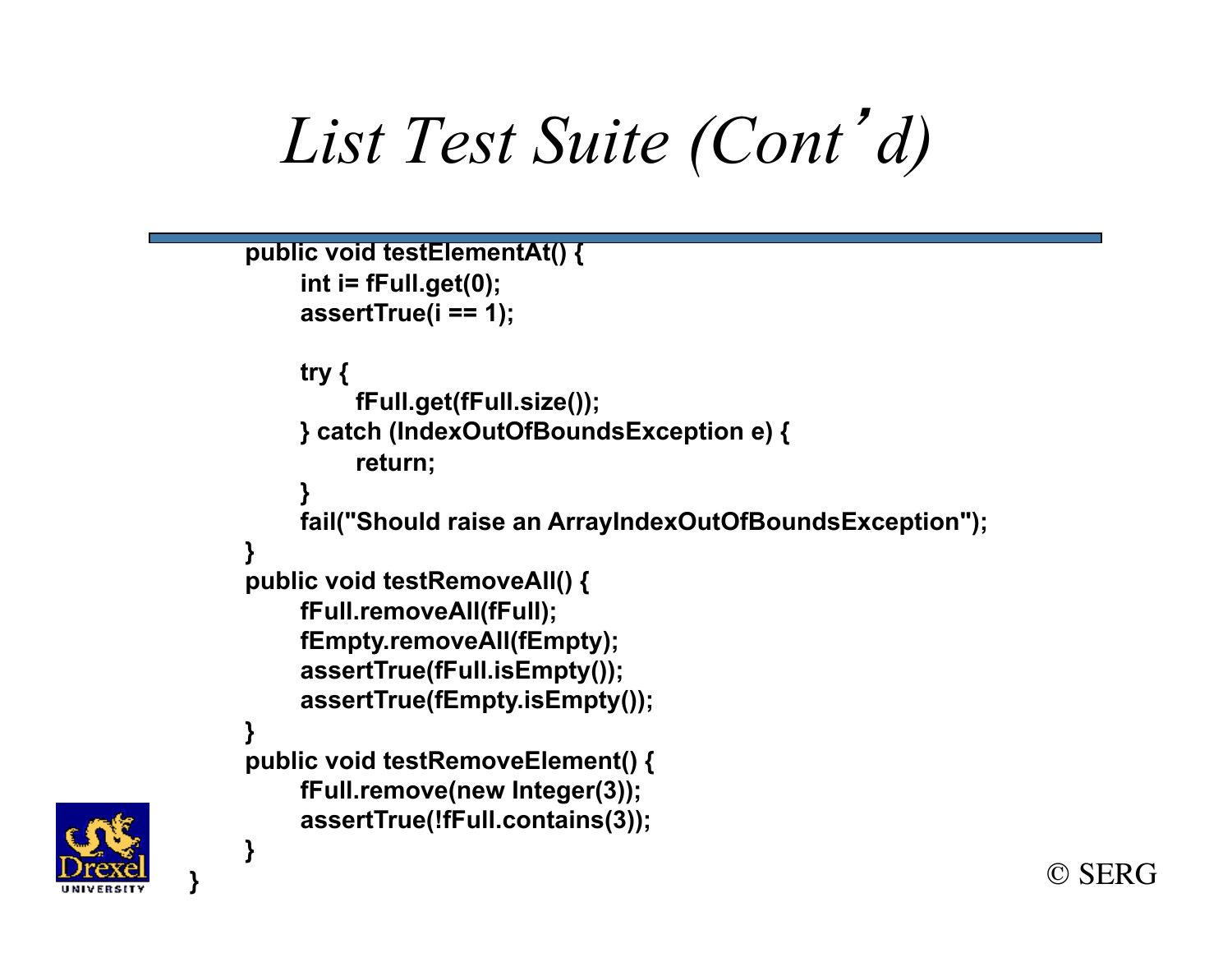# List Test Suite (Cont'd)

```
public void testElementAt() {
      int i= fFull.get(0);
      assertTrue(i == 1);

      try {
            fFull.get(fFull.size());
      } catch (IndexOutOfBoundsException e) {
            return;
      }
      fail("Should raise an ArrayIndexOutOfBoundsException");
}
public void testRemoveAll() {
      fFull.removeAll(fFull);
      fEmpty.removeAll(fEmpty);
      assertTrue(fFull.isEmpty());
      assertTrue(fEmpty.isEmpty());
}
public void testRemoveElement() {
      fFull.remove(new Integer(3));
      assertTrue(!fFull.contains(3));
}
}
```

© SERG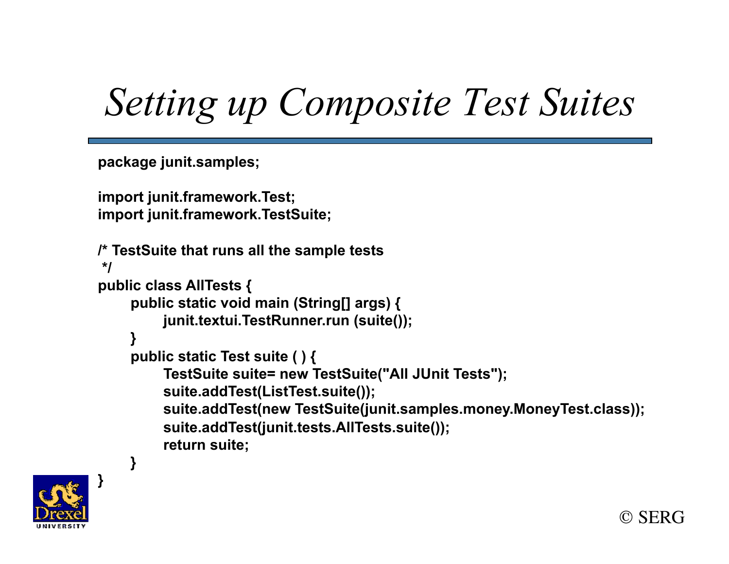# Setting up Composite Test Suites

```java
package junit.samples;

import junit.framework.Test;
import junit.framework.TestSuite;

/* TestSuite that runs all the sample tests
 */
public class AllTests {
      public static void main (String[] args) {
            junit.textui.TestRunner.run (suite());
      }
      public static Test suite ( ) {
            TestSuite suite= new TestSuite("All JUnit Tests");
            suite.addTest(ListTest.suite());
            suite.addTest(new TestSuite(junit.samples.money.MoneyTest.class));
            suite.addTest(junit.tests.AllTests.suite());
            return suite;
      }
}
```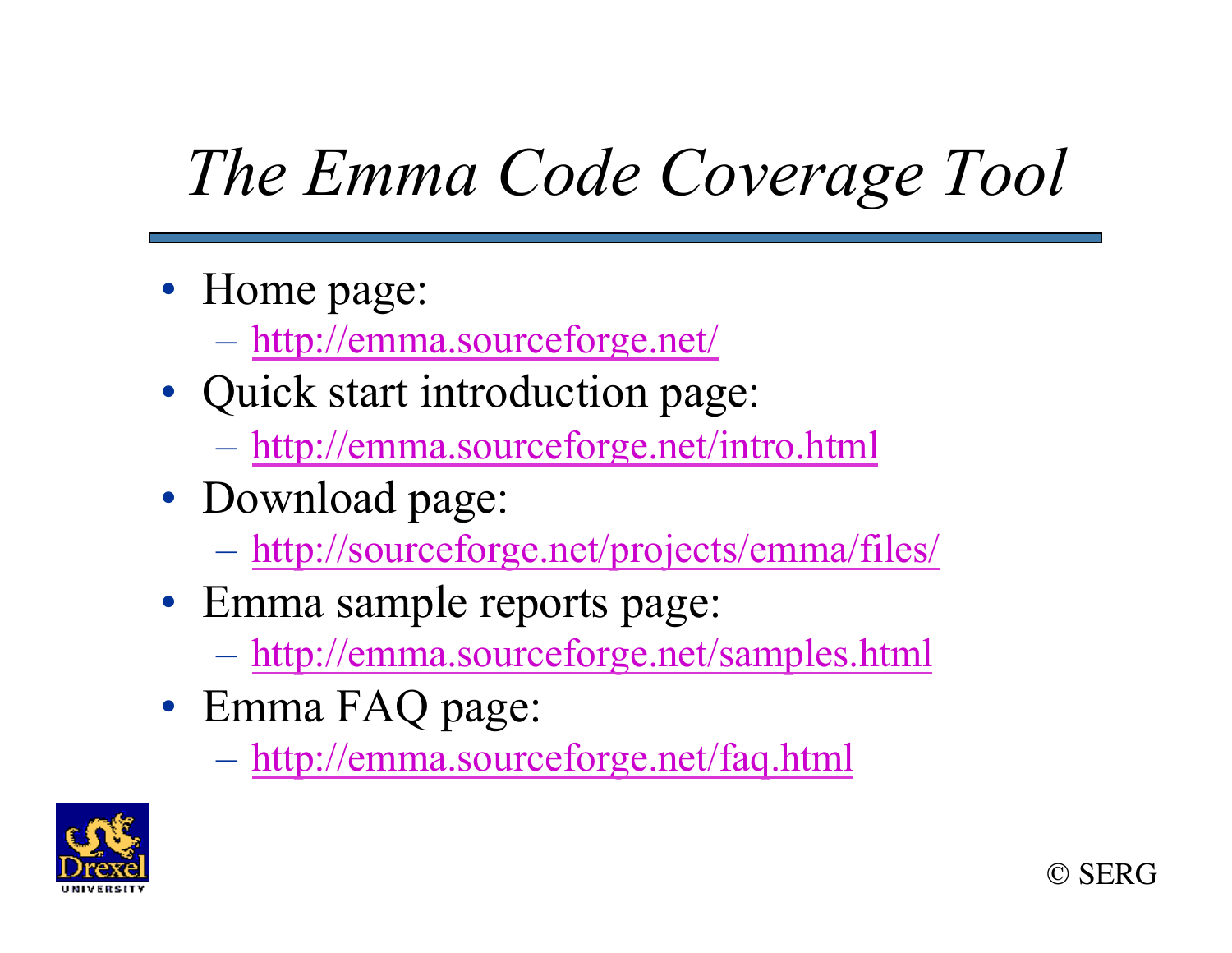# *The Emma Code Coverage Tool*

- Home page:
  - http://emma.sourceforge.net/
- Quick start introduction page:
  - http://emma.sourceforge.net/intro.html
- Download page:
  - http://sourceforge.net/projects/emma/files/
- Emma sample reports page:
  - http://emma.sourceforge.net/samples.html
- Emma FAQ page:
  - http://emma.sourceforge.net/faq.html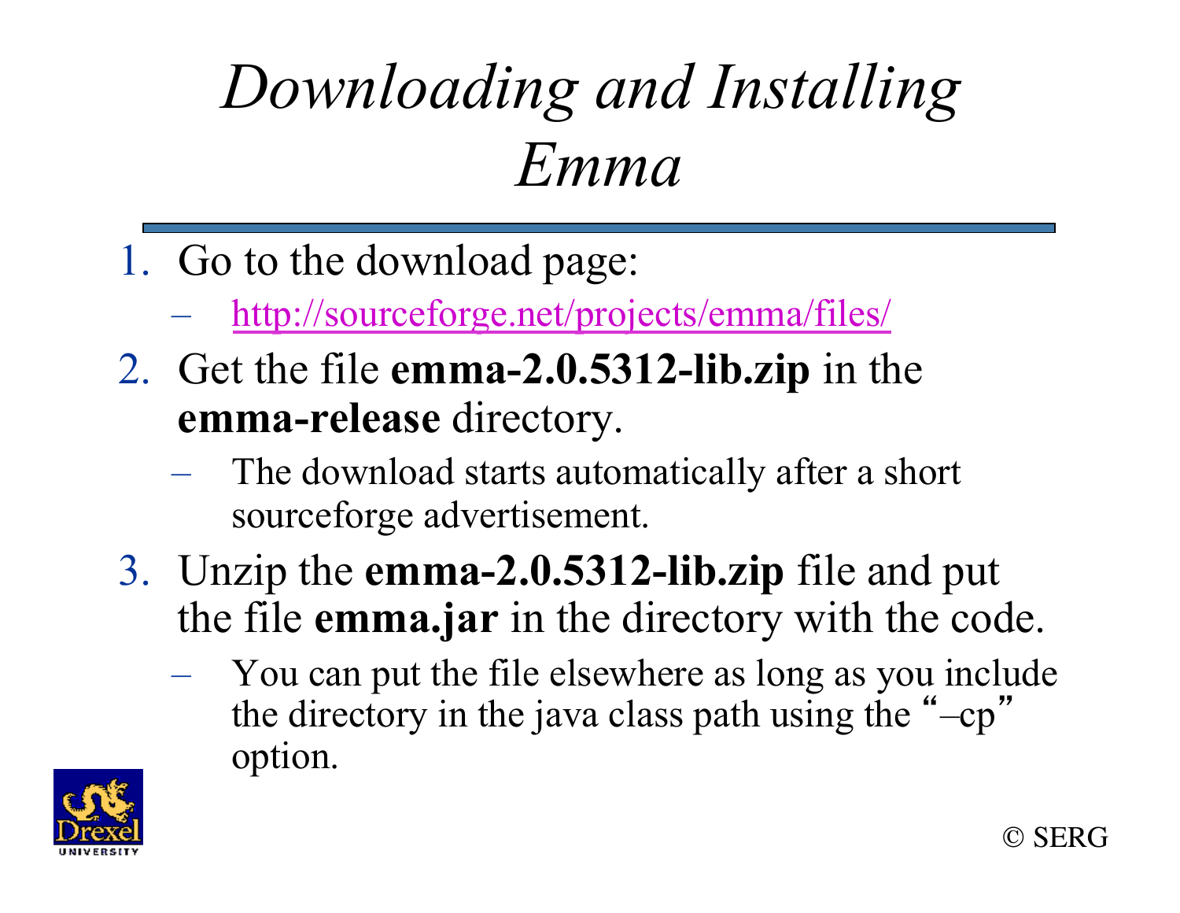# *Downloading and Installing Emma*

1. Go to the download page:
   – http://sourceforge.net/projects/emma/files/
2. Get the file **emma-2.0.5312-lib.zip** in the **emma-release** directory.
   – The download starts automatically after a short sourceforge advertisement.
3. Unzip the **emma-2.0.5312-lib.zip** file and put the file **emma.jar** in the directory with the code.
   – You can put the file elsewhere as long as you include the directory in the java class path using the “–cp” option.

© SERG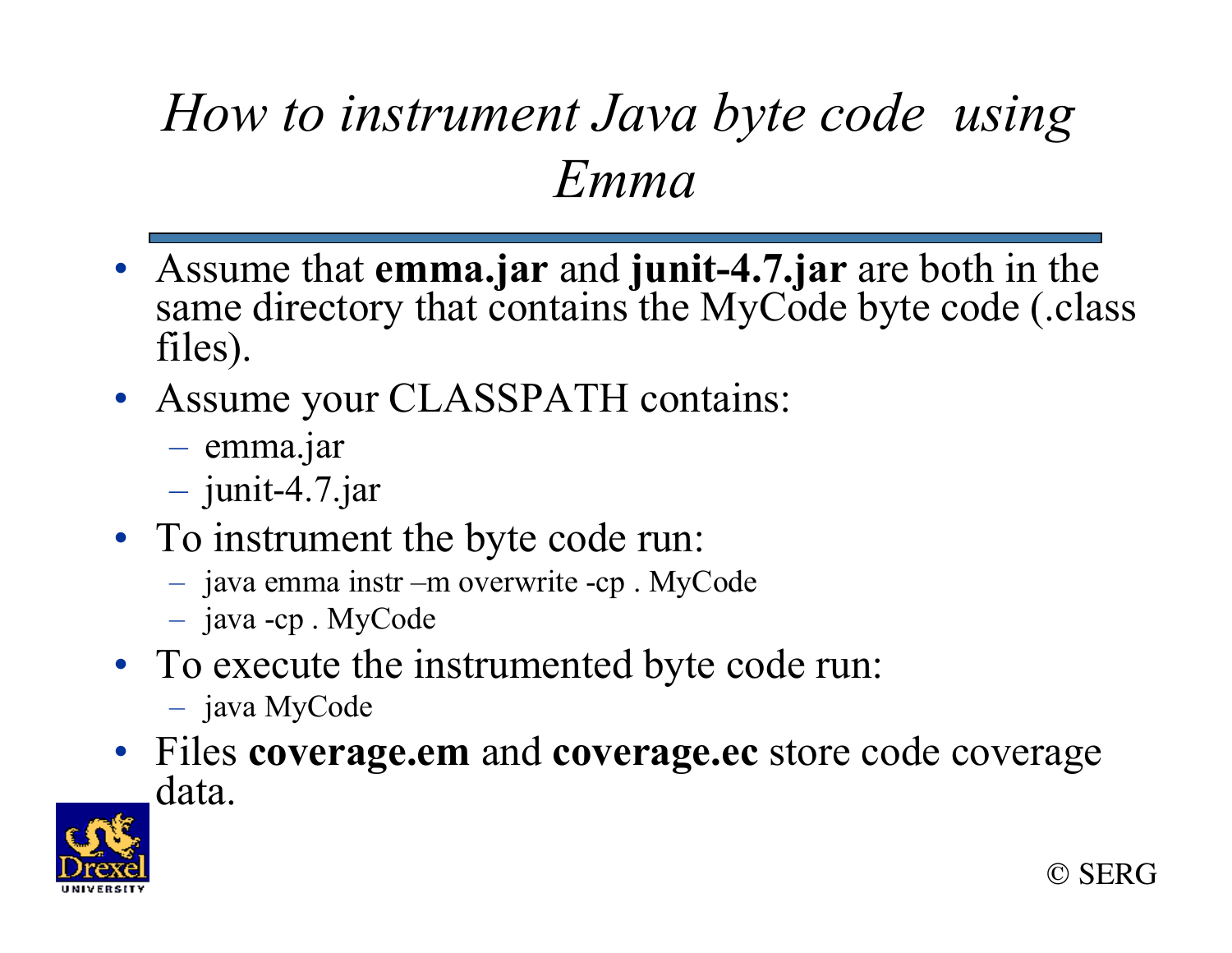# *How to instrument Java byte code using Emma*

- Assume that **emma.jar** and **junit-4.7.jar** are both in the same directory that contains the MyCode byte code (.class files).
- Assume your CLASSPATH contains:
  - emma.jar
  - junit-4.7.jar
- To instrument the byte code run:
  - java emma instr –m overwrite -cp . MyCode
  - java -cp . MyCode
- To execute the instrumented byte code run:
  - java MyCode
- Files **coverage.em** and **coverage.ec** store code coverage data.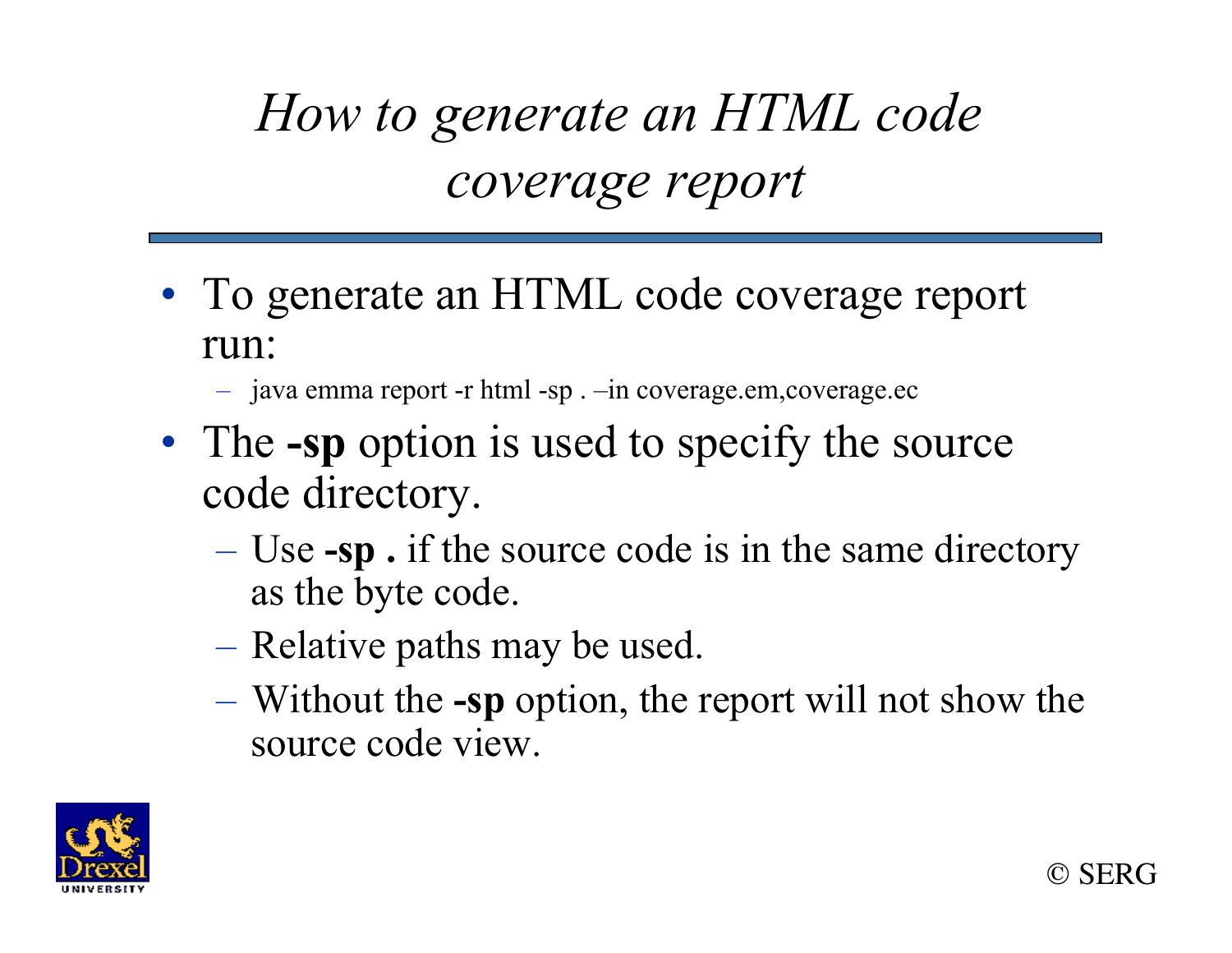# *How to generate an HTML code coverage report*

- To generate an HTML code coverage report run:
  - java emma report -r html -sp . –in coverage.em,coverage.ec
- The **-sp** option is used to specify the source code directory.
  - Use **-sp .** if the source code is in the same directory as the byte code.
  - Relative paths may be used.
  - Without the **-sp** option, the report will not show the source code view.

© SERG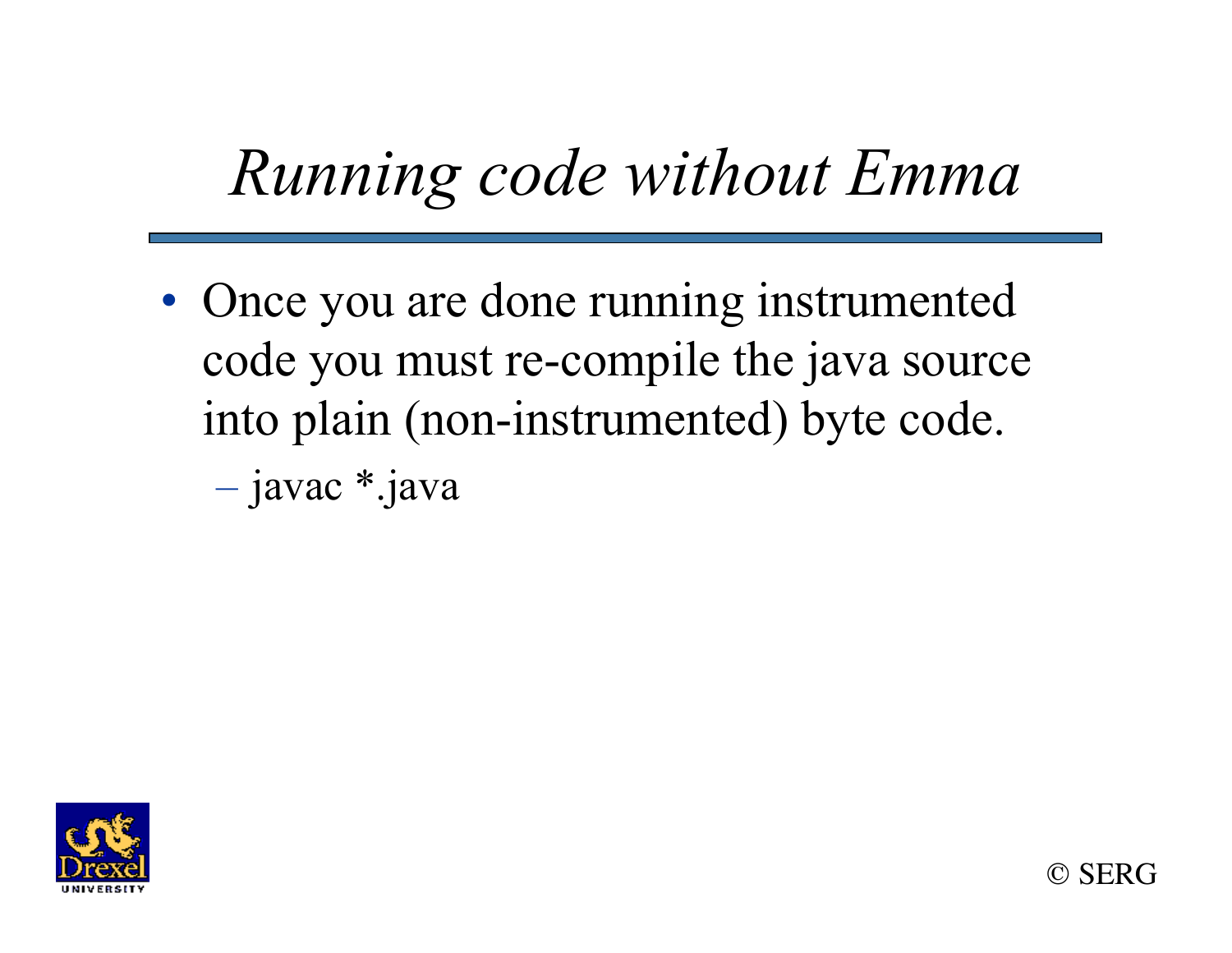# *Running code without Emma*

- Once you are done running instrumented code you must re-compile the java source into plain (non-instrumented) byte code.
  - javac *.java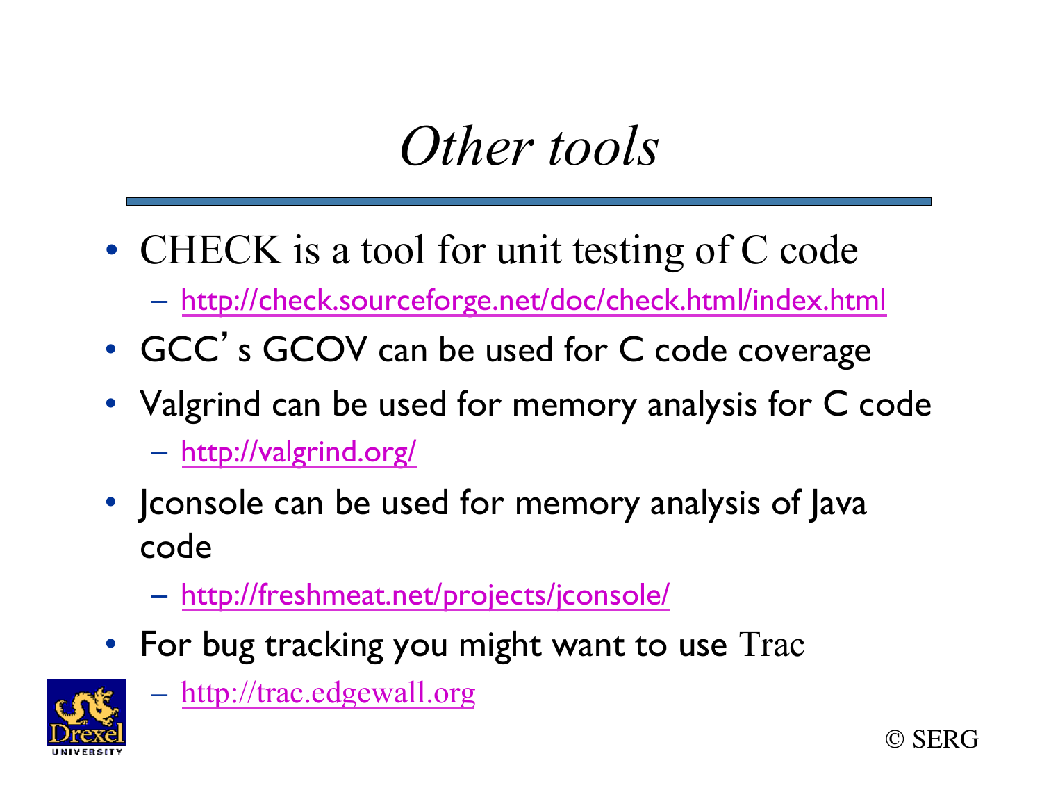# *Other tools*

- CHECK is a tool for unit testing of C code
  - http://check.sourceforge.net/doc/check.html/index.html
- GCC's GCOV can be used for C code coverage
- Valgrind can be used for memory analysis for C code
  - http://valgrind.org/
- Jconsole can be used for memory analysis of Java code
  - http://freshmeat.net/projects/jconsole/
- For bug tracking you might want to use Trac
  - http://trac.edgewall.org

© SERG